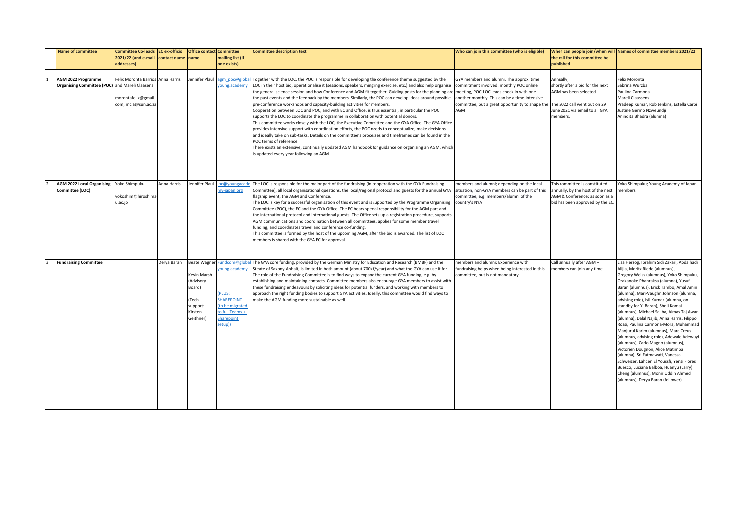| | Name of committee | Committee Co-leads 2021/22 (and e-mail addresses) | EC ex-officio contact name | Office contact name | Committee mailing list (if one exists) | Committee description text | Who can join this committee (who is eligible) | When can people join/when will the call for this committee be published | Names of committee members 2021/22 |
|---|---|---|---|---|---|---|---|---|---|
| 1 | **AGM 2022 Programme Organising Committee (POC)** | Felix Moronta Barrios and Mareli Claasens<br><br>morontafelix@gmail.com; mcla@sun.ac.za | Anna Harris | Jennifer Plaul | agm_poc@globalyoung.academy | Together with the LOC, the POC is responsible for developing the conference theme suggested by the LOC in their host bid, operationalise it (sessions, speakers, mingling exercise, etc.) and also help organise the general science session and how Conference and AGM fit together. Guiding posts for the planning are the past events and the feedback by the members. Similarly, the POC can develop ideas around possible pre-conference workshops and capacity-building activities for members.<br>Cooperation between LOC and POC, and with EC and Office, is thus essential, in particular the POC supports the LOC to coordinate the programme in collaboration with potential donors.<br>This committee works closely with the LOC, the Executive Committee and the GYA Office. The GYA Office provides intensive support with coordination efforts, the POC needs to conceptualize, make decisions and ideally take on sub-tasks. Details on the committee's processes and timeframes can be found in the POC terms of reference.<br>There exists an extensive, continually updated AGM handbook for guidance on organising an AGM, which is updated every year following an AGM. | GYA members and alumni. The approx. time commitment involved: monthly POC online meeting, POC-LOC leads check in with one another monthly. This can be a time-intensive committee, but a great opportunity to shape the AGM! | Annually, shortly after a bid for the next AGM has been selected<br><br>The 2022 call went out on 29 June 2021 via email to all GYA members. | Felix Moronta<br>Sabrina Wurzba<br>Paulina Carmona<br>Mareli Claassens<br>Pradeep Kumar, Rob Jenkins, Estella Carpi<br>Justine Germo Nzweundji<br>Anindita Bhadra (alumna) |
| 2 | **AGM 2022 Local Organising Committee (LOC)** | Yoko Shimpuku<br><br>yokoshim@hiroshima-u.ac.jp | Anna Harris | Jennifer Plaul | loc@youngacademy-japan.org | The LOC is responsible for the major part of the fundraising (in cooperation with the GYA Fundraising Committee), all local organisational questions, the local/regional protocol and guests for the annual GYA flagship event, the AGM and Conference.<br>The LOC is key for a successful organisation of this event and is supported by the Programme Organising Committee (POC), the EC and the GYA Office. The EC bears special responsibility for the AGM part and the international protocol and international guests. The Office sets up a registration procedure, supports AGM communications and coordination between all committees, applies for some member travel funding, and coordinates travel and conference co-funding.<br>This committee is formed by the host of the upcoming AGM, after the bid is awarded. The list of LOC members is shared with the GYA EC for approval. | members and alumni; depending on the local situation, non-GYA members can be part of this committee, e.g. members/alumni of the country's NYA | This committee is constituted annually, by the host of the next AGM & Conference; as soon as a bid has been approved by the EC. | Yoko Shimpuku; Young Academy of Japan members |
| 3 | **Fundraising Committee** | | Derya Baran | Beate Wagner<br><br>Kevin Marsh (Advisory Board)<br><br>(Tech support: Kirsten Geithner) | Fundcom@globalyoung.academy<br><br>(PLUS: SHAREPOINT - (to be migrated to full Teams + Sharepoint setup)) | The GYA core funding, provided by the German Ministry for Education and Research (BMBF) and the Steate of Saxony-Anhalt, is limited in both amount (about 700k€/year) and what the GYA can use it for. The role of the Fundraising Committee is to find ways to expand the current GYA funding, e.g. by establishing and maintaining contacts. Committee members also encourage GYA members to assist with these fundraising endeavours by soliciting ideas for potential funders, and working with members to approach the right funding bodies to support GYA activities. Ideally, this committee would find ways to make the AGM funding more sustainable as well. | members and alumni; Experience with fundraising helps when being interested in this committee, but is not mandatory. | Call annually after AGM + members can join any time | Lisa Herzog, Ibrahim Sidi Zakari, Abdalhadi Alijla, Moritz Riede (alumnus), Gregory Weiss (alumnus), Yoko Shimpuku, Orakanoke Phanraksa (alumna), Yusuf Baran (alumnus), Erick Tambo, Amal Amin (alumna), Mari-Vaughn Johnson (alumna, advising role), Isil Kurnaz (alumna, on standby for Y. Baran), Shoji Komai (alumnus), Michael Saliba, Almas Taj Awan (alumna), Dalal Najib, Anna Harris, Filippo Rossi, Paulina Carmona-Mora, Muhammad Manjurul Karim (alumnus), Marc Creus (alumnus, advising role), Adewale Adewuyi (alumnus), Carlo Magno (alumnus), Victorien Dougnon, Alice Matimba (alumna), Sri Fatmawati, Vanessa Schweizer, Lahcen El Youssfi, Yensi Flores Buesco, Luciana Balboa, Huanyu (Larry) Cheng (alumnus), Monir Uddin Ahmed (alumnus), Derya Baran (follower) |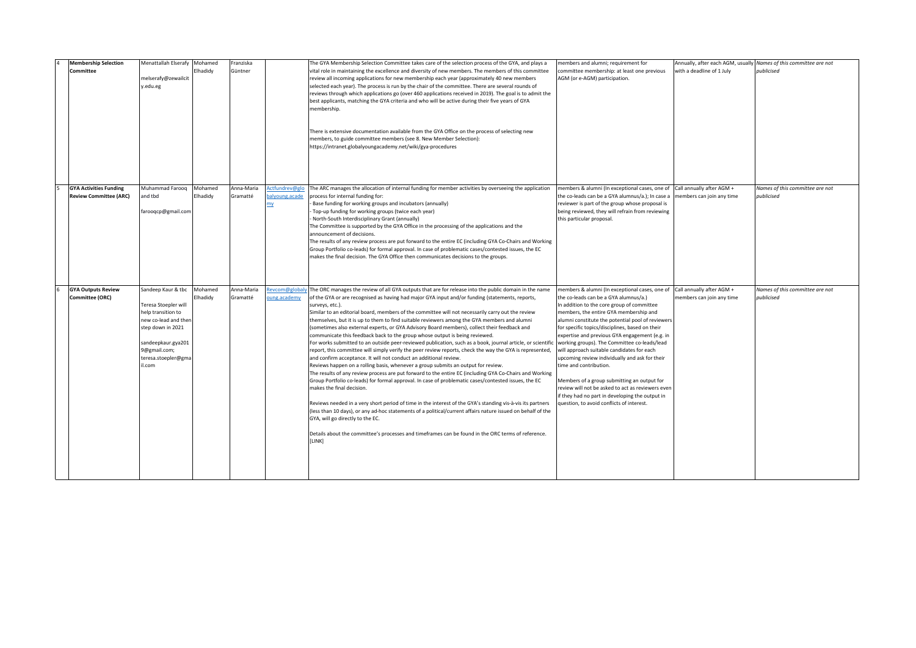| 4 | **Membership Selection Committee** | Menattallah Elserafy<br><br>melserafy@zewailcity.edu.eg | Mohamed Elhadidy | Franziska Güntner | | The GYA Membership Selection Committee takes care of the selection process of the GYA, and plays a vital role in maintaining the excellence and diversity of new members. The members of this committee review all incoming applications for new membership each year (approximately 40 new members selected each year). The process is run by the chair of the committee. There are several rounds of reviews through which applications go (over 460 applications received in 2019). The goal is to admit the best applicants, matching the GYA criteria and who will be active during their five years of GYA membership.<br><br>There is extensive documentation available from the GYA Office on the process of selecting new members, to guide committee members (see 8. New Member Selection): https://intranet.globalyoungacademy.net/wiki/gya-procedures | members and alumni; requirement for committee membership: at least one previous AGM (or e-AGM) participation. | Annually, after each AGM, usually with a deadline of 1 July | *Names of this committee are not publicised* |
|---|---|---|---|---|---|---|---|---|---|
| 5 | **GYA Activities Funding Review Committee (ARC)** | Muhammad Farooq and tbd<br><br>farooqcp@gmail.com | Mohamed Elhadidy | Anna-Maria Gramatté | Actfundrev@globalyoung.academy | The ARC manages the allocation of internal funding for member activities by overseeing the application process for internal funding for:<br>- Base funding for working groups and incubators (annually)<br>- Top-up funding for working groups (twice each year)<br>- North-South Interdisciplinary Grant (annually)<br>The Committee is supported by the GYA Office in the processing of the applications and the announcement of decisions.<br>The results of any review process are put forward to the entire EC (including GYA Co-Chairs and Working Group Portfolio co-leads) for formal approval. In case of problematic cases/contested issues, the EC makes the final decision. The GYA Office then communicates decisions to the groups. | members & alumni (In exceptional cases, one of the co-leads can be a GYA alumnus/a.); In case a reviewer is part of the group whose proposal is being reviewed, they will refrain from reviewing this particular proposal. | Call annually after AGM + members can join any time | *Names of this committee are not publicised* |
| 6 | **GYA Outputs Review Committee (ORC)** | Sandeep Kaur & tbc<br><br>Teresa Stoepler will help transition to new co-lead and then step down in 2021<br><br>sandeepkaur.gya2019@gmail.com; teresa.stoepler@gmail.com | Mohamed Elhadidy | Anna-Maria Gramatté | Revcom@globalyoung.academy | The ORC manages the review of all GYA outputs that are for release into the public domain in the name of the GYA or are recognised as having had major GYA input and/or funding (statements, reports, surveys, etc.).<br>Similar to an editorial board, members of the committee will not necessarily carry out the review themselves, but it is up to them to find suitable reviewers among the GYA members and alumni (sometimes also external experts, or GYA Advisory Board members), collect their feedback and communicate this feedback back to the group whose output is being reviewed.<br>For works submitted to an outside peer-reviewed publication, such as a book, journal article, or scientific report, this committee will simply verify the peer review reports, check the way the GYA is represented, and confirm acceptance. It will not conduct an additional review.<br>Reviews happen on a rolling basis, whenever a group submits an output for review.<br>The results of any review process are put forward to the entire EC (including GYA Co-Chairs and Working Group Portfolio co-leads) for formal approval. In case of problematic cases/contested issues, the EC makes the final decision.<br><br>Reviews needed in a very short period of time in the interest of the GYA's standing vis-à-vis its partners (less than 10 days), or any ad-hoc statements of a political/current affairs nature issued on behalf of the GYA, will go directly to the EC.<br><br>Details about the committee's processes and timeframes can be found in the ORC terms of reference. [LINK] | members & alumni (In exceptional cases, one of the co-leads can be a GYA alumnus/a.)<br>In addition to the core group of committee members, the entire GYA membership and alumni constitute the potential pool of reviewers for specific topics/disciplines, based on their expertise and previous GYA engagement (e.g. in working groups). The Committee co-leads/lead will approach suitable candidates for each upcoming review individually and ask for their time and contribution.<br><br>Members of a group submitting an output for review will not be asked to act as reviewers even if they had no part in developing the output in question, to avoid conflicts of interest. | Call annually after AGM + members can join any time | *Names of this committee are not publicised* |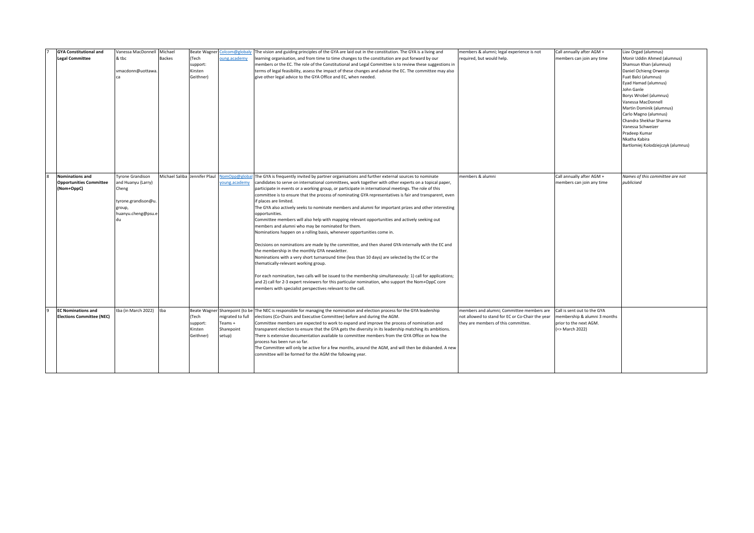| | | | | | | | | | |
|---|---|---|---|---|---|---|---|---|---|
| 7 | **GYA Constitutional and Legal Committee** | Vanessa MacDonnell & tbc<br><br>vmacdonn@uottawa.ca | Michael Backes | Beate Wagner (Tech support: Kirsten Geithner) | Colcom@globalyoung.academy | The vision and guiding principles of the GYA are laid out in the constitution. The GYA is a living and learning organisation, and from time to time changes to the constitution are put forward by our members or the EC. The role of the Constitutional and Legal Committee is to review these suggestions in terms of legal feasibility, assess the impact of these changes and advise the EC. The committee may also give other legal advice to the GYA Office and EC, when needed. | members & alumni; legal experience is not required, but would help. | Call annually after AGM + members can join any time | Liav Orgad (alumnus)<br>Monir Uddin Ahmed (alumnus)<br>Shamsun Khan (alumnus)<br>Daniel Ochieng Orwenjo<br>Fuat Balci (alumnus)<br>Eyad Hamad (alumnus)<br>John Ganle<br>Borys Wrobel (alumnus)<br>Vanessa MacDonnell<br>Martin Dominik (alumnus)<br>Carlo Magno (alumnus)<br>Chandra Shekhar Sharma<br>Vanessa Schweizer<br>Pradeep Kumar<br>Nkatha Kabira<br>Bartlomiej Kolodziejczyk (alumnus) |
| 8 | **Nominations and Opportunities Committee (Nom+OppC)** | Tyrone Grandison and Huanyu (Larry) Cheng<br><br>tyrone.grandison@u.group, huanyu.cheng@psu.edu | Michael Saliba | Jennifer Plaul | NomOpp@globalyoung.academy | The GYA is frequently invited by partner organisations and further external sources to nominate candidates to serve on international committees, work together with other experts on a topical paper, participate in events or a working group, or participate in international meetings. The role of this committee is to ensure that the process of nominating GYA representatives is fair and transparent, even if places are limited.<br>The GYA also actively seeks to nominate members and alumni for important prizes and other interesting opportunities.<br>Committee members will also help with mapping relevant opportunities and actively seeking out members and alumni who may be nominated for them.<br>Nominations happen on a rolling basis, whenever opportunities come in.<br><br>Decisions on nominations are made by the committee, and then shared GYA-internally with the EC and the membership in the monthly GYA newsletter.<br>Nominations with a very short turnaround time (less than 10 days) are selected by the EC or the thematically-relevant working group.<br><br>For each nomination, two calls will be issued to the membership simultaneously: 1) call for applications; and 2) call for 2-3 expert reviewers for this particular nomination, who support the Nom+OppC core members with specialist perspectives relevant to the call. | members & alumni | Call annually after AGM + members can join any time | *Names of this committee are not publicised* |
| 9 | **EC Nominations and Elections Committee (NEC)** | tba (in March 2022) | tba | Beate Wagner (Tech support: Kirsten Geithner) | Sharepoint (to be migrated to full Teams + Sharepoint setup) | The NEC is responsible for managing the nomination and election process for the GYA leadership elections (Co-Chairs and Executive Committee) before and during the AGM.<br>Committee members are expected to work to expand and improve the process of nomination and transparent election to ensure that the GYA gets the diversity in its leadership matching its ambitions.<br>There is extensive documentation available to committee members from the GYA Office on how the process has been run so far.<br>The Committee will only be active for a few months, around the AGM, and will then be disbanded. A new committee will be formed for the AGM the following year. | members and alumni; Committee members are not allowed to stand for EC or Co-Chair the year they are members of this committee. | Call is sent out to the GYA membership & alumni 3 months prior to the next AGM. (=> March 2022) | |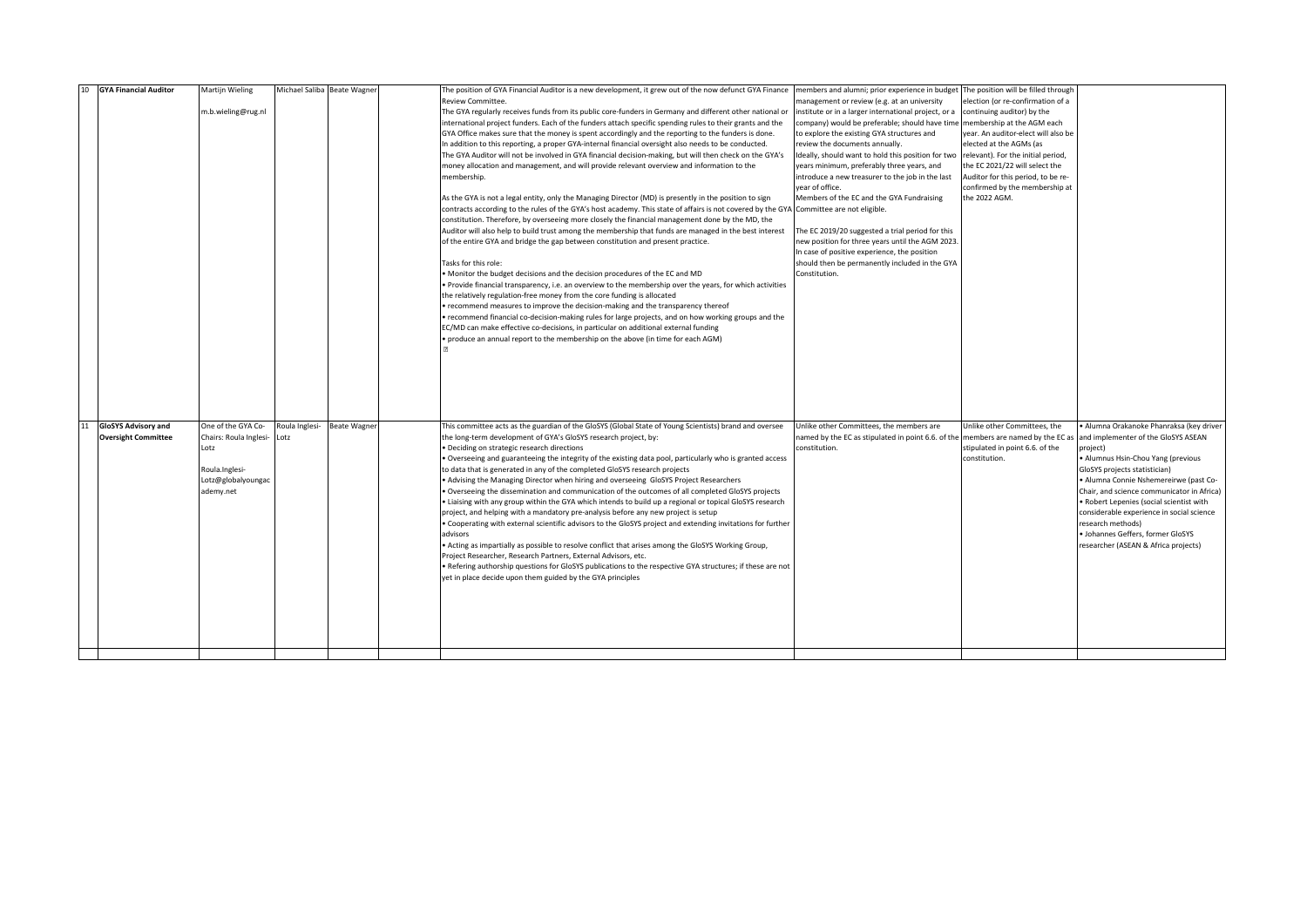| | | | | | | | | | |
|---|---|---|---|---|---|---|---|---|---|
| 10 | **GYA Financial Auditor** | Martijn Wieling<br><br>m.b.wieling@rug.nl | Michael Saliba | Beate Wagner | | The position of GYA Financial Auditor is a new development, it grew out of the now defunct GYA Finance Review Committee.<br>The GYA regularly receives funds from its public core-funders in Germany and different other national or international project funders. Each of the funders attach specific spending rules to their grants and the GYA Office makes sure that the money is spent accordingly and the reporting to the funders is done.<br>In addition to this reporting, a proper GYA-internal financial oversight also needs to be conducted.<br>The GYA Auditor will not be involved in GYA financial decision-making, but will then check on the GYA's money allocation and management, and will provide relevant overview and information to the membership.<br><br>As the GYA is not a legal entity, only the Managing Director (MD) is presently in the position to sign contracts according to the rules of the GYA's host academy. This state of affairs is not covered by the GYA constitution. Therefore, by overseeing more closely the financial management done by the MD, the Auditor will also help to build trust among the membership that funds are managed in the best interest of the entire GYA and bridge the gap between constitution and present practice.<br><br>Tasks for this role:<br>• Monitor the budget decisions and the decision procedures of the EC and MD<br>• Provide financial transparency, i.e. an overview to the membership over the years, for which activities the relatively regulation-free money from the core funding is allocated<br>• recommend measures to improve the decision-making and the transparency thereof<br>• recommend financial co-decision-making rules for large projects, and on how working groups and the EC/MD can make effective co-decisions, in particular on additional external funding<br>• produce an annual report to the membership on the above (in time for each AGM) | members and alumni; prior experience in budget management or review (e.g. at an university institute or in a larger international project, or a company) would be preferable; should have time to explore the existing GYA structures and review the documents annually.<br>Ideally, should want to hold this position for two years minimum, preferably three years, and introduce a new treasurer to the job in the last year of office.<br>Members of the EC and the GYA Fundraising Committee are not eligible.<br><br>The EC 2019/20 suggested a trial period for this new position for three years until the AGM 2023. In case of positive experience, the position should then be permanently included in the GYA Constitution. | The position will be filled through election (or re-confirmation of a continuing auditor) by the membership at the AGM each year. An auditor-elect will also be elected at the AGMs (as relevant). For the initial period, the EC 2021/22 will select the Auditor for this period, to be re-confirmed by the membership at the 2022 AGM. | |
| 11 | **GloSYS Advisory and Oversight Committee** | One of the GYA Co-Chairs: Roula Inglesi-Lotz<br><br>Roula.Inglesi-Lotz@globalyoungacademy.net | Roula Inglesi-Lotz | Beate Wagner | | This committee acts as the guardian of the GloSYS (Global State of Young Scientists) brand and oversee the long-term development of GYA's GloSYS research project, by:<br>• Deciding on strategic research directions<br>• Overseeing and guaranteeing the integrity of the existing data pool, particularly who is granted access to data that is generated in any of the completed GloSYS research projects<br>• Advising the Managing Director when hiring and overseeing GloSYS Project Researchers<br>• Overseeing the dissemination and communication of the outcomes of all completed GloSYS projects<br>• Liaising with any group within the GYA which intends to build up a regional or topical GloSYS research project, and helping with a mandatory pre-analysis before any new project is setup<br>• Cooperating with external scientific advisors to the GloSYS project and extending invitations for further advisors<br>• Acting as impartially as possible to resolve conflict that arises among the GloSYS Working Group, Project Researcher, Research Partners, External Advisors, etc.<br>• Refering authorship questions for GloSYS publications to the respective GYA structures; if these are not yet in place decide upon them guided by the GYA principles | Unlike other Committees, the members are named by the EC as stipulated in point 6.6. of the constitution. | Unlike other Committees, the members are named by the EC as stipulated in point 6.6. of the constitution. | • Alumna Orakanoke Phanraksa (key driver and implementer of the GloSYS ASEAN project)<br>• Alumnus Hsin-Chou Yang (previous GloSYS projects statistician)<br>• Alumna Connie Nshemereirwe (past Co-Chair, and science communicator in Africa)<br>• Robert Lepenies (social scientist with considerable experience in social science research methods)<br>• Johannes Geffers, former GloSYS researcher (ASEAN & Africa projects) |